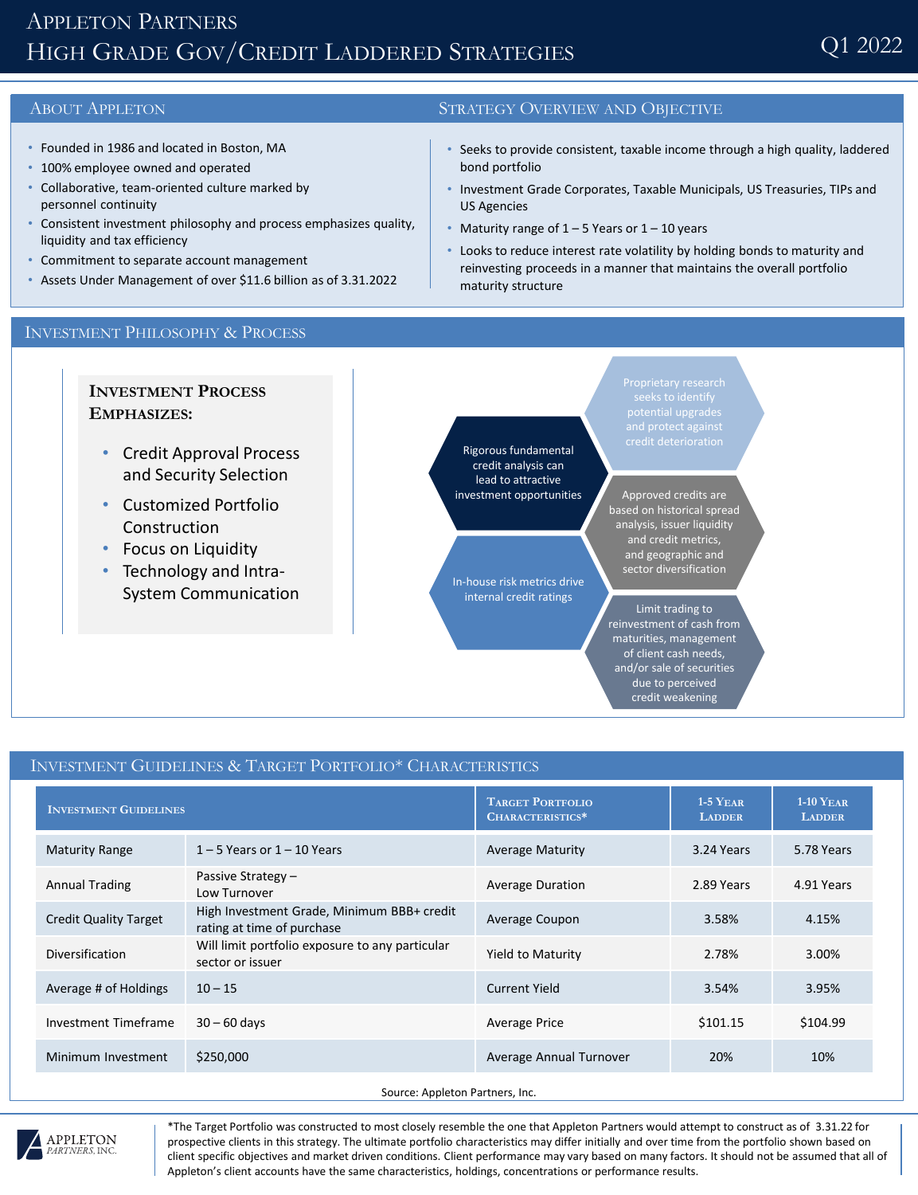# Appleton Partners
# High Grade Gov/Credit Laddered Strategies

Q1 2022

## About Appleton

- Founded in 1986 and located in Boston, MA
- 100% employee owned and operated
- Collaborative, team-oriented culture marked by personnel continuity
- Consistent investment philosophy and process emphasizes quality, liquidity and tax efficiency
- Commitment to separate account management
- Assets Under Management of over $11.6 billion as of 3.31.2022

## Strategy Overview and Objective

- Seeks to provide consistent, taxable income through a high quality, laddered bond portfolio
- Investment Grade Corporates, Taxable Municipals, US Treasuries, TIPs and US Agencies
- Maturity range of 1 – 5 Years or 1 – 10 years
- Looks to reduce interest rate volatility by holding bonds to maturity and reinvesting proceeds in a manner that maintains the overall portfolio maturity structure

## Investment Philosophy & Process

### Investment Process Emphasizes:

- Credit Approval Process and Security Selection
- Customized Portfolio Construction
- Focus on Liquidity
- Technology and Intra-System Communication

- Proprietary research seeks to identify potential upgrades and protect against credit deterioration
- Rigorous fundamental credit analysis can lead to attractive investment opportunities
- Approved credits are based on historical spread analysis, issuer liquidity and credit metrics, and geographic and sector diversification
- In-house risk metrics drive internal credit ratings
- Limit trading to reinvestment of cash from maturities, management of client cash needs, and/or sale of securities due to perceived credit weakening

## Investment Guidelines & Target Portfolio* Characteristics

| Investment Guidelines | | Target Portfolio Characteristics* | 1-5 Year Ladder | 1-10 Year Ladder |
|---|---|---|---|---|
| Maturity Range | 1 – 5 Years or 1 – 10 Years | Average Maturity | 3.24 Years | 5.78 Years |
| Annual Trading | Passive Strategy – Low Turnover | Average Duration | 2.89 Years | 4.91 Years |
| Credit Quality Target | High Investment Grade, Minimum BBB+ credit rating at time of purchase | Average Coupon | 3.58% | 4.15% |
| Diversification | Will limit portfolio exposure to any particular sector or issuer | Yield to Maturity | 2.78% | 3.00% |
| Average # of Holdings | 10 – 15 | Current Yield | 3.54% | 3.95% |
| Investment Timeframe | 30 – 60 days | Average Price | $101.15 | $104.99 |
| Minimum Investment | $250,000 | Average Annual Turnover | 20% | 10% |

Source: Appleton Partners, Inc.

Appleton Partners, Inc.

*The Target Portfolio was constructed to most closely resemble the one that Appleton Partners would attempt to construct as of 3.31.22 for prospective clients in this strategy. The ultimate portfolio characteristics may differ initially and over time from the portfolio shown based on client specific objectives and market driven conditions. Client performance may vary based on many factors. It should not be assumed that all of Appleton's client accounts have the same characteristics, holdings, concentrations or performance results.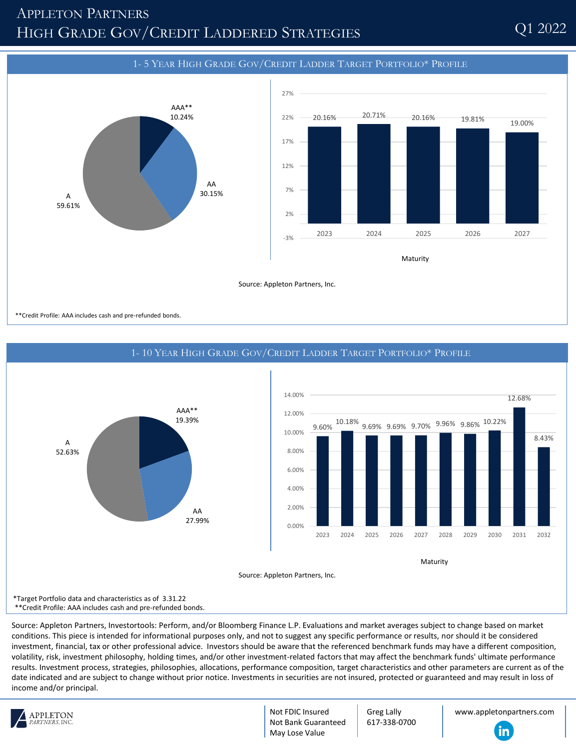# Appleton Partners
# High Grade Gov/Credit Laddered Strategies

Q1 2022

## 1- 5 Year High Grade Gov/Credit Ladder Target Portfolio* Profile

AAA**
10.24%

AA
30.15%

A
59.61%

27%
22%
17%
12%
7%
2%
-3%

20.16%
20.71%
20.16%
19.81%
19.00%

2023
2024
2025
2026
2027

Maturity

Source: Appleton Partners, Inc.

**Credit Profile: AAA includes cash and pre-refunded bonds.

## 1- 10 Year High Grade Gov/Credit Ladder Target Portfolio* Profile

AAA**
19.39%

A
52.63%

AA
27.99%

14.00%
12.00%
10.00%
8.00%
6.00%
4.00%
2.00%
0.00%

9.60%
10.18%
9.69%
9.69%
9.70%
9.96%
9.86%
10.22%
12.68%
8.43%

2023
2024
2025
2026
2027
2028
2029
2030
2031
2032

Maturity

Source: Appleton Partners, Inc.

*Target Portfolio data and characteristics as of 3.31.22
**Credit Profile: AAA includes cash and pre-refunded bonds.

Source: Appleton Partners, Investortools: Perform, and/or Bloomberg Finance L.P. Evaluations and market averages subject to change based on market conditions. This piece is intended for informational purposes only, and not to suggest any specific performance or results, nor should it be considered investment, financial, tax or other professional advice. Investors should be aware that the referenced benchmark funds may have a different composition, volatility, risk, investment philosophy, holding times, and/or other investment-related factors that may affect the benchmark funds' ultimate performance results. Investment process, strategies, philosophies, allocations, performance composition, target characteristics and other parameters are current as of the date indicated and are subject to change without prior notice. Investments in securities are not insured, protected or guaranteed and may result in loss of income and/or principal.

APPLETON PARTNERS, INC.

Not FDIC Insured
Not Bank Guaranteed
May Lose Value

Greg Lally
617-338-0700

www.appletonpartners.com